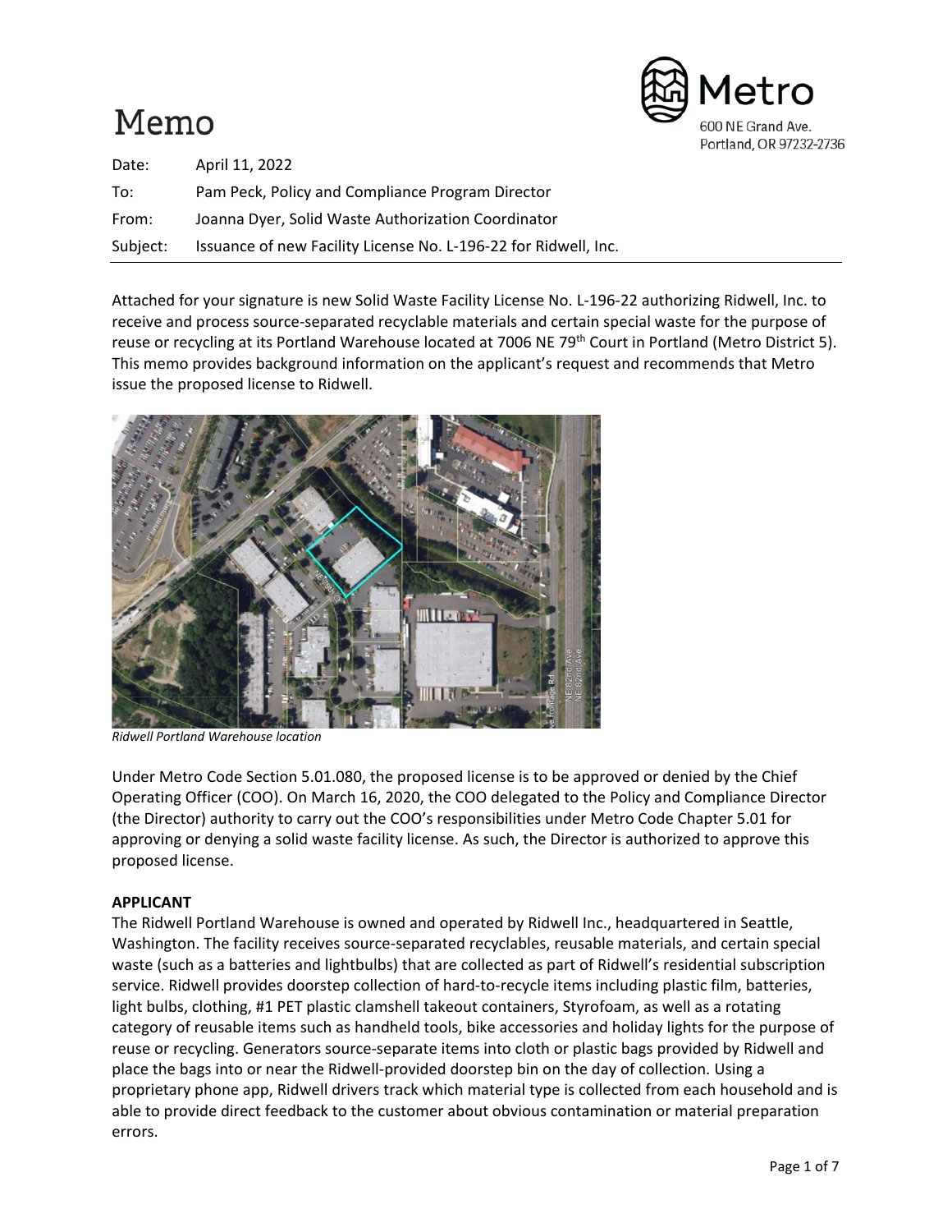# Memo

Metro
600 NE Grand Ave.
Portland, OR 97232-2736

Date: April 11, 2022

To: Pam Peck, Policy and Compliance Program Director

From: Joanna Dyer, Solid Waste Authorization Coordinator

Subject: Issuance of new Facility License No. L-196-22 for Ridwell, Inc.

---

Attached for your signature is new Solid Waste Facility License No. L-196-22 authorizing Ridwell, Inc. to receive and process source-separated recyclable materials and certain special waste for the purpose of reuse or recycling at its Portland Warehouse located at 7006 NE 79th Court in Portland (Metro District 5). This memo provides background information on the applicant's request and recommends that Metro issue the proposed license to Ridwell.

*Ridwell Portland Warehouse location*

Under Metro Code Section 5.01.080, the proposed license is to be approved or denied by the Chief Operating Officer (COO). On March 16, 2020, the COO delegated to the Policy and Compliance Director (the Director) authority to carry out the COO's responsibilities under Metro Code Chapter 5.01 for approving or denying a solid waste facility license. As such, the Director is authorized to approve this proposed license.

**APPLICANT**

The Ridwell Portland Warehouse is owned and operated by Ridwell Inc., headquartered in Seattle, Washington. The facility receives source-separated recyclables, reusable materials, and certain special waste (such as a batteries and lightbulbs) that are collected as part of Ridwell's residential subscription service. Ridwell provides doorstep collection of hard-to-recycle items including plastic film, batteries, light bulbs, clothing, #1 PET plastic clamshell takeout containers, Styrofoam, as well as a rotating category of reusable items such as handheld tools, bike accessories and holiday lights for the purpose of reuse or recycling. Generators source-separate items into cloth or plastic bags provided by Ridwell and place the bags into or near the Ridwell-provided doorstep bin on the day of collection. Using a proprietary phone app, Ridwell drivers track which material type is collected from each household and is able to provide direct feedback to the customer about obvious contamination or material preparation errors.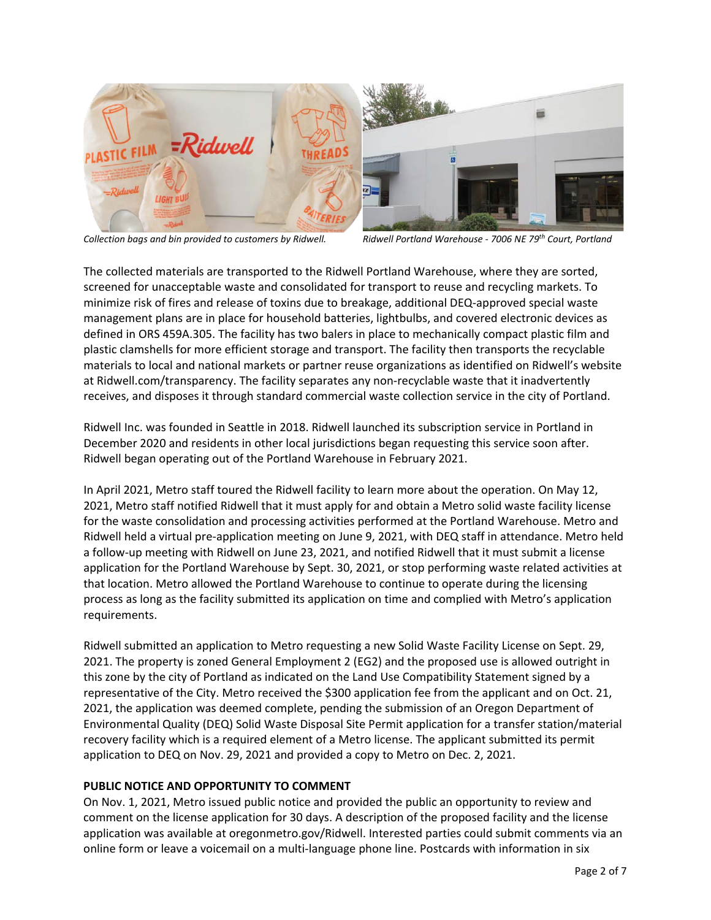*Collection bags and bin provided to customers by Ridwell.*

*Ridwell Portland Warehouse - 7006 NE 79th Court, Portland*

The collected materials are transported to the Ridwell Portland Warehouse, where they are sorted, screened for unacceptable waste and consolidated for transport to reuse and recycling markets. To minimize risk of fires and release of toxins due to breakage, additional DEQ-approved special waste management plans are in place for household batteries, lightbulbs, and covered electronic devices as defined in ORS 459A.305. The facility has two balers in place to mechanically compact plastic film and plastic clamshells for more efficient storage and transport. The facility then transports the recyclable materials to local and national markets or partner reuse organizations as identified on Ridwell's website at Ridwell.com/transparency. The facility separates any non-recyclable waste that it inadvertently receives, and disposes it through standard commercial waste collection service in the city of Portland.

Ridwell Inc. was founded in Seattle in 2018. Ridwell launched its subscription service in Portland in December 2020 and residents in other local jurisdictions began requesting this service soon after. Ridwell began operating out of the Portland Warehouse in February 2021.

In April 2021, Metro staff toured the Ridwell facility to learn more about the operation. On May 12, 2021, Metro staff notified Ridwell that it must apply for and obtain a Metro solid waste facility license for the waste consolidation and processing activities performed at the Portland Warehouse. Metro and Ridwell held a virtual pre-application meeting on June 9, 2021, with DEQ staff in attendance. Metro held a follow-up meeting with Ridwell on June 23, 2021, and notified Ridwell that it must submit a license application for the Portland Warehouse by Sept. 30, 2021, or stop performing waste related activities at that location. Metro allowed the Portland Warehouse to continue to operate during the licensing process as long as the facility submitted its application on time and complied with Metro's application requirements.

Ridwell submitted an application to Metro requesting a new Solid Waste Facility License on Sept. 29, 2021. The property is zoned General Employment 2 (EG2) and the proposed use is allowed outright in this zone by the city of Portland as indicated on the Land Use Compatibility Statement signed by a representative of the City. Metro received the $300 application fee from the applicant and on Oct. 21, 2021, the application was deemed complete, pending the submission of an Oregon Department of Environmental Quality (DEQ) Solid Waste Disposal Site Permit application for a transfer station/material recovery facility which is a required element of a Metro license. The applicant submitted its permit application to DEQ on Nov. 29, 2021 and provided a copy to Metro on Dec. 2, 2021.

**PUBLIC NOTICE AND OPPORTUNITY TO COMMENT**

On Nov. 1, 2021, Metro issued public notice and provided the public an opportunity to review and comment on the license application for 30 days. A description of the proposed facility and the license application was available at oregonmetro.gov/Ridwell. Interested parties could submit comments via an online form or leave a voicemail on a multi-language phone line. Postcards with information in six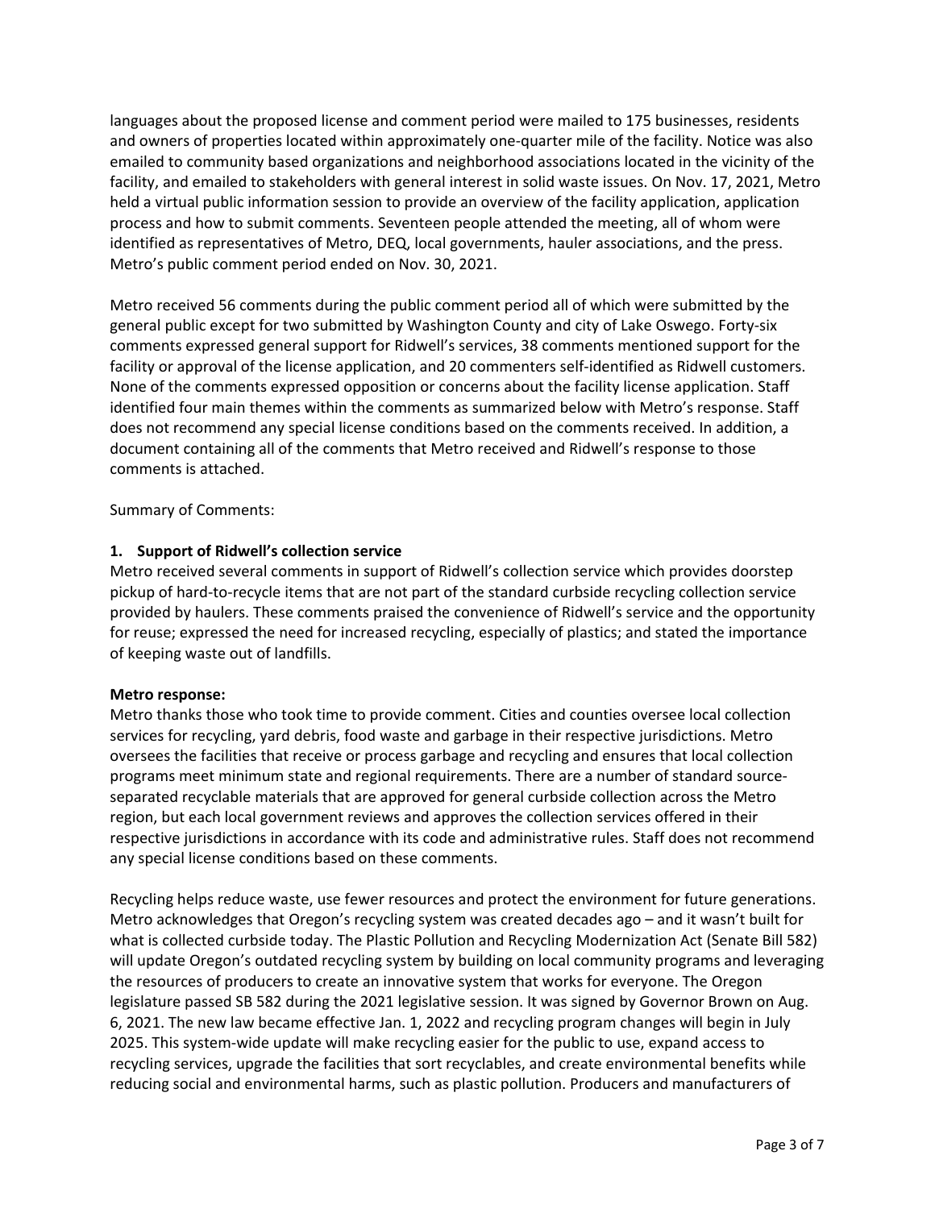languages about the proposed license and comment period were mailed to 175 businesses, residents and owners of properties located within approximately one-quarter mile of the facility. Notice was also emailed to community based organizations and neighborhood associations located in the vicinity of the facility, and emailed to stakeholders with general interest in solid waste issues. On Nov. 17, 2021, Metro held a virtual public information session to provide an overview of the facility application, application process and how to submit comments. Seventeen people attended the meeting, all of whom were identified as representatives of Metro, DEQ, local governments, hauler associations, and the press. Metro's public comment period ended on Nov. 30, 2021.

Metro received 56 comments during the public comment period all of which were submitted by the general public except for two submitted by Washington County and city of Lake Oswego. Forty-six comments expressed general support for Ridwell's services, 38 comments mentioned support for the facility or approval of the license application, and 20 commenters self-identified as Ridwell customers. None of the comments expressed opposition or concerns about the facility license application. Staff identified four main themes within the comments as summarized below with Metro's response. Staff does not recommend any special license conditions based on the comments received. In addition, a document containing all of the comments that Metro received and Ridwell's response to those comments is attached.

Summary of Comments:

**1. Support of Ridwell's collection service**

Metro received several comments in support of Ridwell's collection service which provides doorstep pickup of hard-to-recycle items that are not part of the standard curbside recycling collection service provided by haulers. These comments praised the convenience of Ridwell's service and the opportunity for reuse; expressed the need for increased recycling, especially of plastics; and stated the importance of keeping waste out of landfills.

**Metro response:**

Metro thanks those who took time to provide comment. Cities and counties oversee local collection services for recycling, yard debris, food waste and garbage in their respective jurisdictions. Metro oversees the facilities that receive or process garbage and recycling and ensures that local collection programs meet minimum state and regional requirements. There are a number of standard source-separated recyclable materials that are approved for general curbside collection across the Metro region, but each local government reviews and approves the collection services offered in their respective jurisdictions in accordance with its code and administrative rules. Staff does not recommend any special license conditions based on these comments.

Recycling helps reduce waste, use fewer resources and protect the environment for future generations. Metro acknowledges that Oregon's recycling system was created decades ago – and it wasn't built for what is collected curbside today. The Plastic Pollution and Recycling Modernization Act (Senate Bill 582) will update Oregon's outdated recycling system by building on local community programs and leveraging the resources of producers to create an innovative system that works for everyone. The Oregon legislature passed SB 582 during the 2021 legislative session. It was signed by Governor Brown on Aug. 6, 2021. The new law became effective Jan. 1, 2022 and recycling program changes will begin in July 2025. This system-wide update will make recycling easier for the public to use, expand access to recycling services, upgrade the facilities that sort recyclables, and create environmental benefits while reducing social and environmental harms, such as plastic pollution. Producers and manufacturers of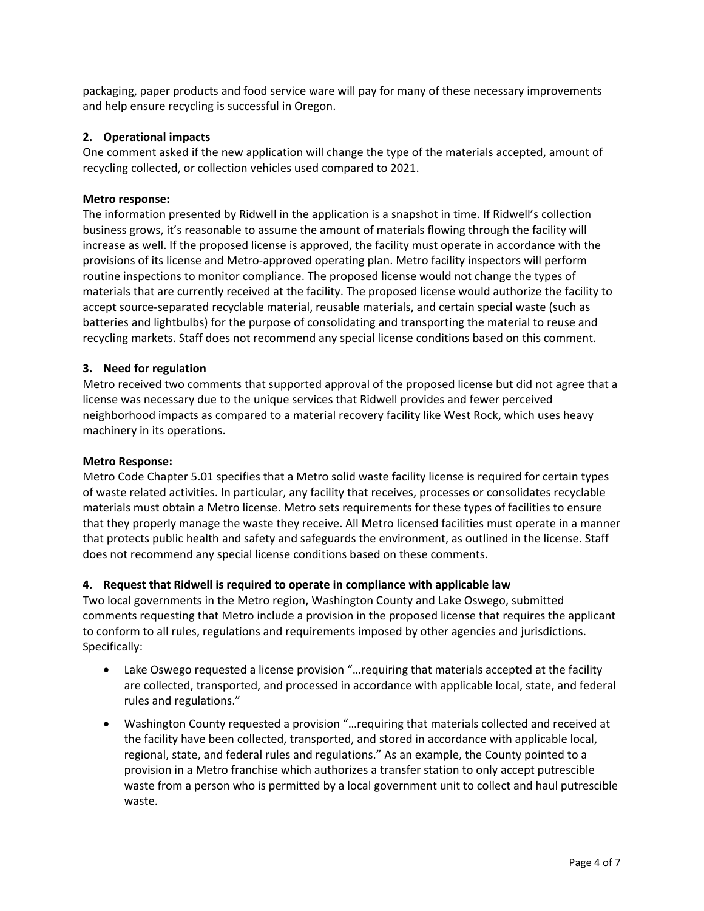packaging, paper products and food service ware will pay for many of these necessary improvements and help ensure recycling is successful in Oregon.

### 2. Operational impacts

One comment asked if the new application will change the type of the materials accepted, amount of recycling collected, or collection vehicles used compared to 2021.

**Metro response:**

The information presented by Ridwell in the application is a snapshot in time. If Ridwell's collection business grows, it's reasonable to assume the amount of materials flowing through the facility will increase as well. If the proposed license is approved, the facility must operate in accordance with the provisions of its license and Metro-approved operating plan. Metro facility inspectors will perform routine inspections to monitor compliance. The proposed license would not change the types of materials that are currently received at the facility. The proposed license would authorize the facility to accept source-separated recyclable material, reusable materials, and certain special waste (such as batteries and lightbulbs) for the purpose of consolidating and transporting the material to reuse and recycling markets. Staff does not recommend any special license conditions based on this comment.

### 3. Need for regulation

Metro received two comments that supported approval of the proposed license but did not agree that a license was necessary due to the unique services that Ridwell provides and fewer perceived neighborhood impacts as compared to a material recovery facility like West Rock, which uses heavy machinery in its operations.

**Metro Response:**

Metro Code Chapter 5.01 specifies that a Metro solid waste facility license is required for certain types of waste related activities. In particular, any facility that receives, processes or consolidates recyclable materials must obtain a Metro license. Metro sets requirements for these types of facilities to ensure that they properly manage the waste they receive. All Metro licensed facilities must operate in a manner that protects public health and safety and safeguards the environment, as outlined in the license. Staff does not recommend any special license conditions based on these comments.

### 4. Request that Ridwell is required to operate in compliance with applicable law

Two local governments in the Metro region, Washington County and Lake Oswego, submitted comments requesting that Metro include a provision in the proposed license that requires the applicant to conform to all rules, regulations and requirements imposed by other agencies and jurisdictions. Specifically:

- Lake Oswego requested a license provision "…requiring that materials accepted at the facility are collected, transported, and processed in accordance with applicable local, state, and federal rules and regulations."
- Washington County requested a provision "…requiring that materials collected and received at the facility have been collected, transported, and stored in accordance with applicable local, regional, state, and federal rules and regulations." As an example, the County pointed to a provision in a Metro franchise which authorizes a transfer station to only accept putrescible waste from a person who is permitted by a local government unit to collect and haul putrescible waste.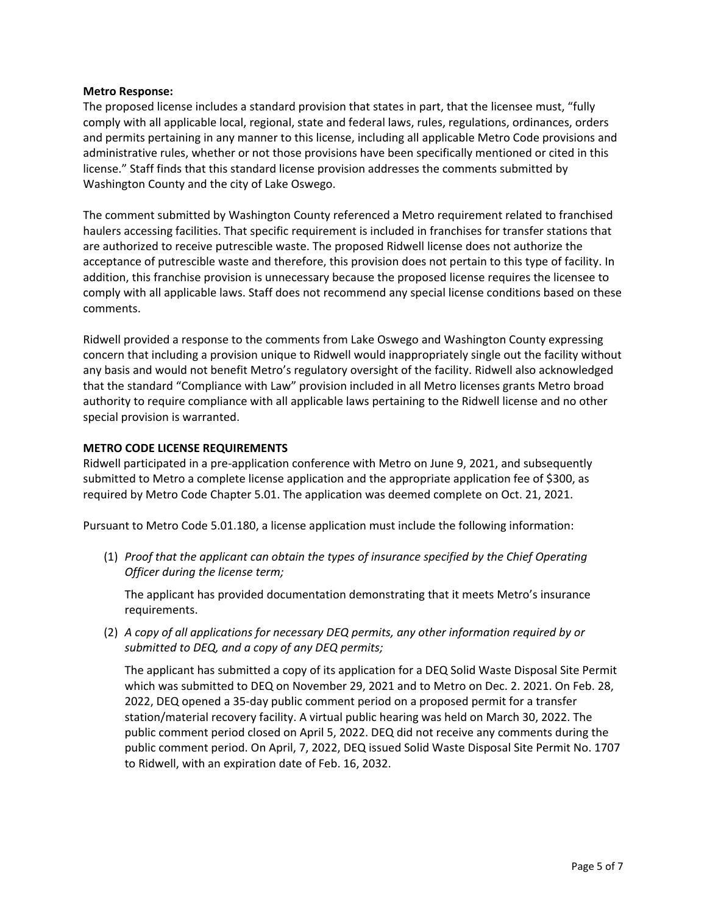**Metro Response:**
The proposed license includes a standard provision that states in part, that the licensee must, "fully comply with all applicable local, regional, state and federal laws, rules, regulations, ordinances, orders and permits pertaining in any manner to this license, including all applicable Metro Code provisions and administrative rules, whether or not those provisions have been specifically mentioned or cited in this license." Staff finds that this standard license provision addresses the comments submitted by Washington County and the city of Lake Oswego.

The comment submitted by Washington County referenced a Metro requirement related to franchised haulers accessing facilities. That specific requirement is included in franchises for transfer stations that are authorized to receive putrescible waste. The proposed Ridwell license does not authorize the acceptance of putrescible waste and therefore, this provision does not pertain to this type of facility. In addition, this franchise provision is unnecessary because the proposed license requires the licensee to comply with all applicable laws. Staff does not recommend any special license conditions based on these comments.

Ridwell provided a response to the comments from Lake Oswego and Washington County expressing concern that including a provision unique to Ridwell would inappropriately single out the facility without any basis and would not benefit Metro's regulatory oversight of the facility. Ridwell also acknowledged that the standard "Compliance with Law" provision included in all Metro licenses grants Metro broad authority to require compliance with all applicable laws pertaining to the Ridwell license and no other special provision is warranted.

**METRO CODE LICENSE REQUIREMENTS**
Ridwell participated in a pre-application conference with Metro on June 9, 2021, and subsequently submitted to Metro a complete license application and the appropriate application fee of $300, as required by Metro Code Chapter 5.01. The application was deemed complete on Oct. 21, 2021.

Pursuant to Metro Code 5.01.180, a license application must include the following information:

(1) *Proof that the applicant can obtain the types of insurance specified by the Chief Operating Officer during the license term;*

   The applicant has provided documentation demonstrating that it meets Metro's insurance requirements.

(2) *A copy of all applications for necessary DEQ permits, any other information required by or submitted to DEQ, and a copy of any DEQ permits;*

   The applicant has submitted a copy of its application for a DEQ Solid Waste Disposal Site Permit which was submitted to DEQ on November 29, 2021 and to Metro on Dec. 2. 2021. On Feb. 28, 2022, DEQ opened a 35-day public comment period on a proposed permit for a transfer station/material recovery facility. A virtual public hearing was held on March 30, 2022. The public comment period closed on April 5, 2022. DEQ did not receive any comments during the public comment period. On April, 7, 2022, DEQ issued Solid Waste Disposal Site Permit No. 1707 to Ridwell, with an expiration date of Feb. 16, 2032.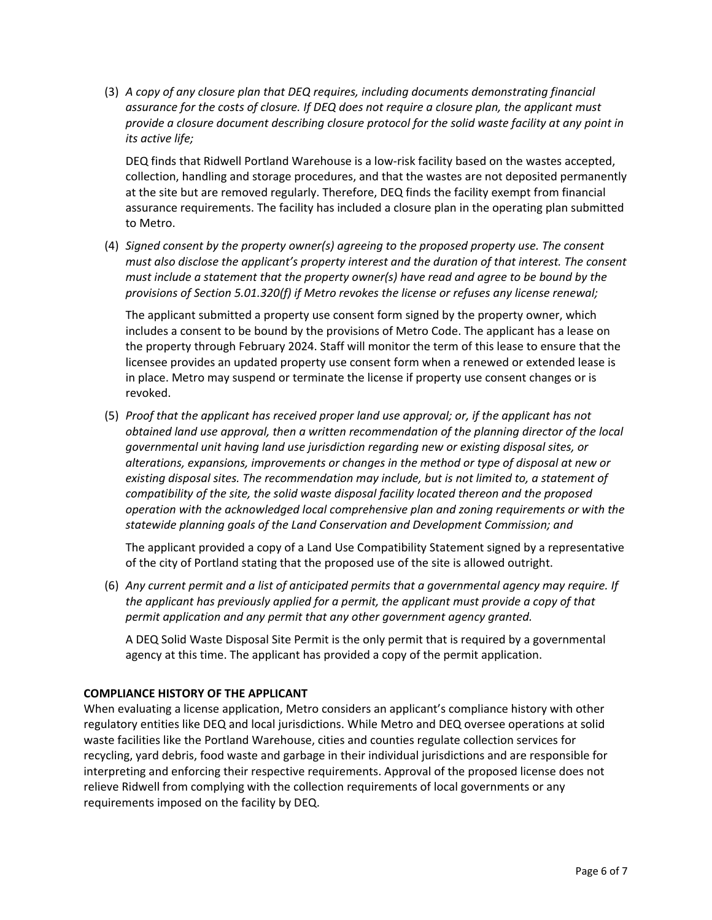(3) *A copy of any closure plan that DEQ requires, including documents demonstrating financial assurance for the costs of closure. If DEQ does not require a closure plan, the applicant must provide a closure document describing closure protocol for the solid waste facility at any point in its active life;*

DEQ finds that Ridwell Portland Warehouse is a low-risk facility based on the wastes accepted, collection, handling and storage procedures, and that the wastes are not deposited permanently at the site but are removed regularly. Therefore, DEQ finds the facility exempt from financial assurance requirements. The facility has included a closure plan in the operating plan submitted to Metro.

(4) *Signed consent by the property owner(s) agreeing to the proposed property use. The consent must also disclose the applicant's property interest and the duration of that interest. The consent must include a statement that the property owner(s) have read and agree to be bound by the provisions of Section 5.01.320(f) if Metro revokes the license or refuses any license renewal;*

The applicant submitted a property use consent form signed by the property owner, which includes a consent to be bound by the provisions of Metro Code. The applicant has a lease on the property through February 2024. Staff will monitor the term of this lease to ensure that the licensee provides an updated property use consent form when a renewed or extended lease is in place. Metro may suspend or terminate the license if property use consent changes or is revoked.

(5) *Proof that the applicant has received proper land use approval; or, if the applicant has not obtained land use approval, then a written recommendation of the planning director of the local governmental unit having land use jurisdiction regarding new or existing disposal sites, or alterations, expansions, improvements or changes in the method or type of disposal at new or existing disposal sites. The recommendation may include, but is not limited to, a statement of compatibility of the site, the solid waste disposal facility located thereon and the proposed operation with the acknowledged local comprehensive plan and zoning requirements or with the statewide planning goals of the Land Conservation and Development Commission; and*

The applicant provided a copy of a Land Use Compatibility Statement signed by a representative of the city of Portland stating that the proposed use of the site is allowed outright.

(6) *Any current permit and a list of anticipated permits that a governmental agency may require. If the applicant has previously applied for a permit, the applicant must provide a copy of that permit application and any permit that any other government agency granted.*

A DEQ Solid Waste Disposal Site Permit is the only permit that is required by a governmental agency at this time. The applicant has provided a copy of the permit application.

**COMPLIANCE HISTORY OF THE APPLICANT**

When evaluating a license application, Metro considers an applicant's compliance history with other regulatory entities like DEQ and local jurisdictions. While Metro and DEQ oversee operations at solid waste facilities like the Portland Warehouse, cities and counties regulate collection services for recycling, yard debris, food waste and garbage in their individual jurisdictions and are responsible for interpreting and enforcing their respective requirements. Approval of the proposed license does not relieve Ridwell from complying with the collection requirements of local governments or any requirements imposed on the facility by DEQ.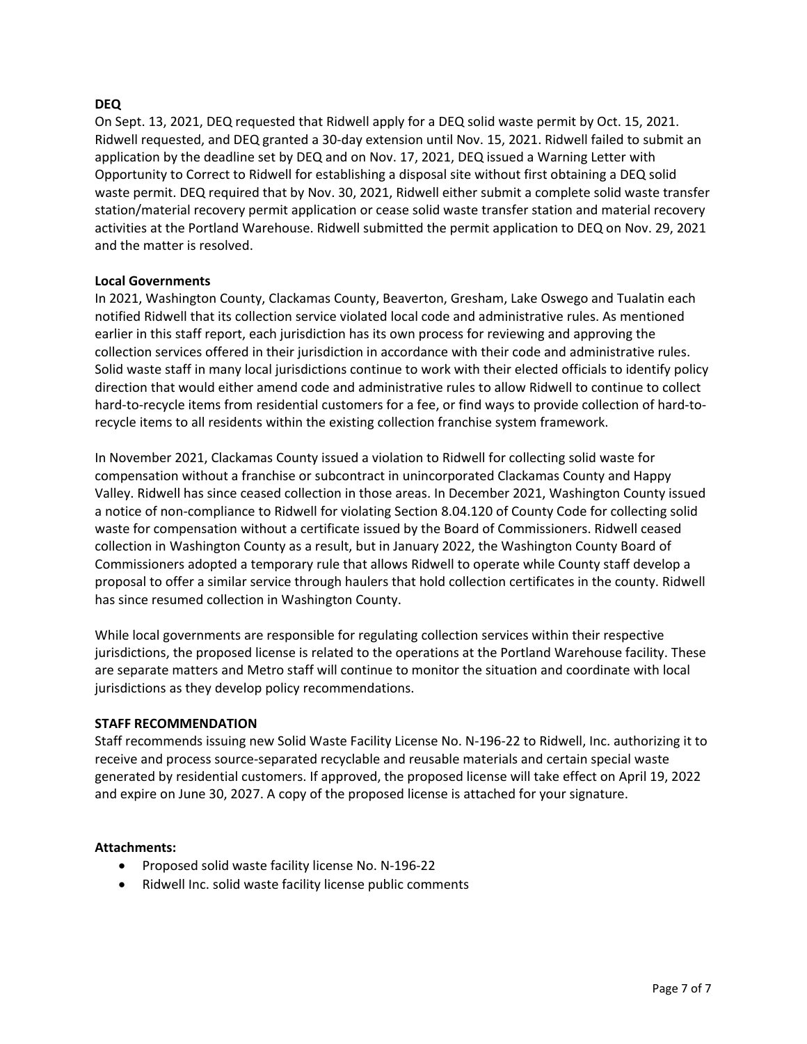**DEQ**

On Sept. 13, 2021, DEQ requested that Ridwell apply for a DEQ solid waste permit by Oct. 15, 2021. Ridwell requested, and DEQ granted a 30-day extension until Nov. 15, 2021. Ridwell failed to submit an application by the deadline set by DEQ and on Nov. 17, 2021, DEQ issued a Warning Letter with Opportunity to Correct to Ridwell for establishing a disposal site without first obtaining a DEQ solid waste permit. DEQ required that by Nov. 30, 2021, Ridwell either submit a complete solid waste transfer station/material recovery permit application or cease solid waste transfer station and material recovery activities at the Portland Warehouse. Ridwell submitted the permit application to DEQ on Nov. 29, 2021 and the matter is resolved.

**Local Governments**

In 2021, Washington County, Clackamas County, Beaverton, Gresham, Lake Oswego and Tualatin each notified Ridwell that its collection service violated local code and administrative rules. As mentioned earlier in this staff report, each jurisdiction has its own process for reviewing and approving the collection services offered in their jurisdiction in accordance with their code and administrative rules. Solid waste staff in many local jurisdictions continue to work with their elected officials to identify policy direction that would either amend code and administrative rules to allow Ridwell to continue to collect hard-to-recycle items from residential customers for a fee, or find ways to provide collection of hard-to-recycle items to all residents within the existing collection franchise system framework.

In November 2021, Clackamas County issued a violation to Ridwell for collecting solid waste for compensation without a franchise or subcontract in unincorporated Clackamas County and Happy Valley. Ridwell has since ceased collection in those areas. In December 2021, Washington County issued a notice of non-compliance to Ridwell for violating Section 8.04.120 of County Code for collecting solid waste for compensation without a certificate issued by the Board of Commissioners. Ridwell ceased collection in Washington County as a result, but in January 2022, the Washington County Board of Commissioners adopted a temporary rule that allows Ridwell to operate while County staff develop a proposal to offer a similar service through haulers that hold collection certificates in the county. Ridwell has since resumed collection in Washington County.

While local governments are responsible for regulating collection services within their respective jurisdictions, the proposed license is related to the operations at the Portland Warehouse facility. These are separate matters and Metro staff will continue to monitor the situation and coordinate with local jurisdictions as they develop policy recommendations.

**STAFF RECOMMENDATION**

Staff recommends issuing new Solid Waste Facility License No. N-196-22 to Ridwell, Inc. authorizing it to receive and process source-separated recyclable and reusable materials and certain special waste generated by residential customers. If approved, the proposed license will take effect on April 19, 2022 and expire on June 30, 2027. A copy of the proposed license is attached for your signature.

**Attachments:**

- Proposed solid waste facility license No. N-196-22
- Ridwell Inc. solid waste facility license public comments